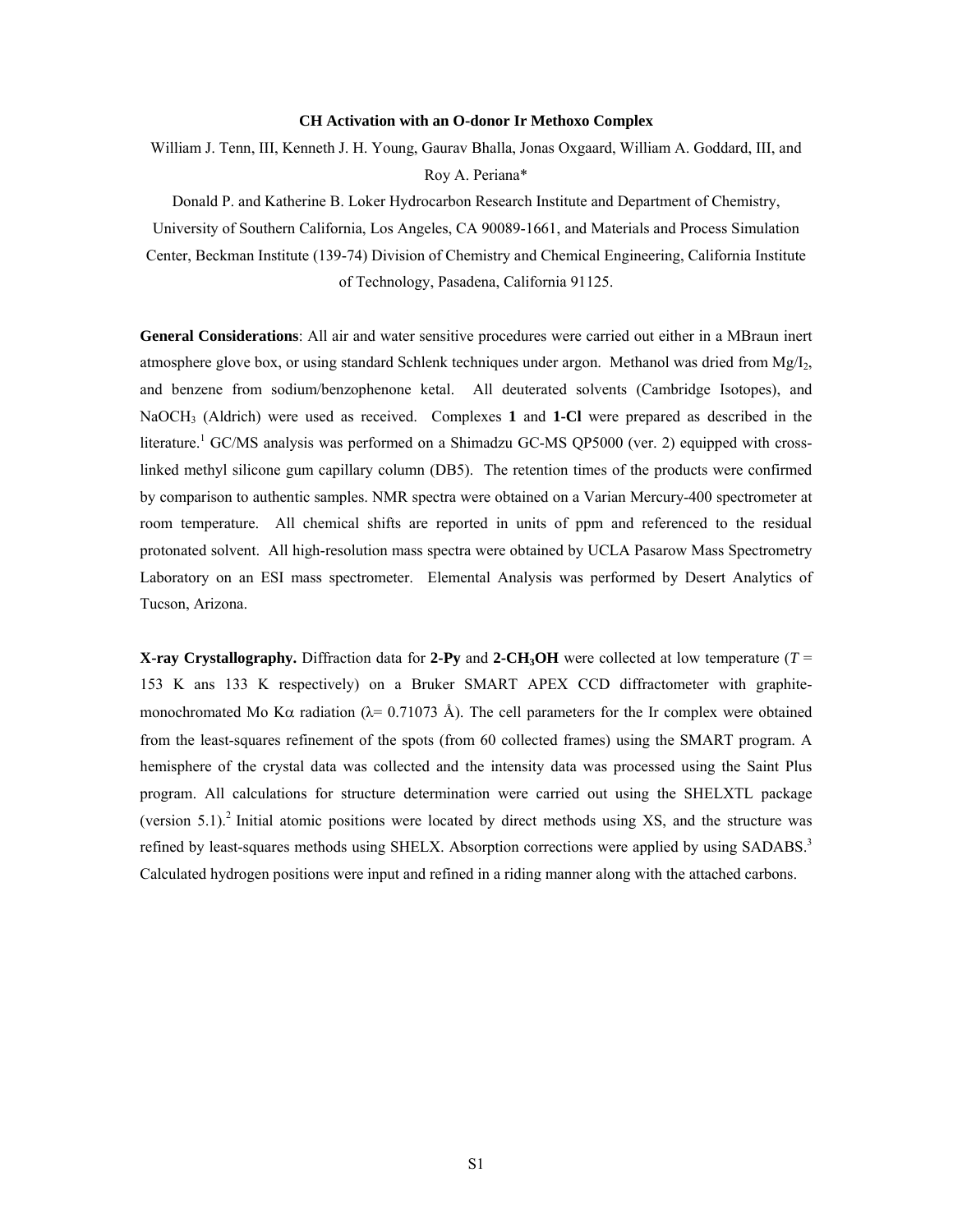# CH Activation with an O-donor Ir Methoxo Complex

William J. Tenn, III, Kenneth J. H. Young, Gaurav Bhalla, Jonas Oxgaard, William A. Goddard, III, and Roy A. Periana*

Donald P. and Katherine B. Loker Hydrocarbon Research Institute and Department of Chemistry, University of Southern California, Los Angeles, CA 90089-1661, and Materials and Process Simulation Center, Beckman Institute (139-74) Division of Chemistry and Chemical Engineering, California Institute of Technology, Pasadena, California 91125.

**General Considerations**: All air and water sensitive procedures were carried out either in a MBraun inert atmosphere glove box, or using standard Schlenk techniques under argon. Methanol was dried from Mg/$I_2$, and benzene from sodium/benzophenone ketal. All deuterated solvents (Cambridge Isotopes), and $NaOCH_3$ (Aldrich) were used as received. Complexes **1** and **1-Cl** were prepared as described in the literature.[1] GC/MS analysis was performed on a Shimadzu GC-MS QP5000 (ver. 2) equipped with cross-linked methyl silicone gum capillary column (DB5). The retention times of the products were confirmed by comparison to authentic samples. NMR spectra were obtained on a Varian Mercury-400 spectrometer at room temperature. All chemical shifts are reported in units of ppm and referenced to the residual protonated solvent. All high-resolution mass spectra were obtained by UCLA Pasarow Mass Spectrometry Laboratory on an ESI mass spectrometer. Elemental Analysis was performed by Desert Analytics of Tucson, Arizona.

**X-ray Crystallography.** Diffraction data for **2-Py** and **2-$CH_3OH$** were collected at low temperature ($T$ = 153 K ans 133 K respectively) on a Bruker SMART APEX CCD diffractometer with graphite-monochromated Mo K$\alpha$ radiation ($\lambda$= 0.71073 Å). The cell parameters for the Ir complex were obtained from the least-squares refinement of the spots (from 60 collected frames) using the SMART program. A hemisphere of the crystal data was collected and the intensity data was processed using the Saint Plus program. All calculations for structure determination were carried out using the SHELXTL package (version 5.1).[2] Initial atomic positions were located by direct methods using XS, and the structure was refined by least-squares methods using SHELX. Absorption corrections were applied by using SADABS.[3] Calculated hydrogen positions were input and refined in a riding manner along with the attached carbons.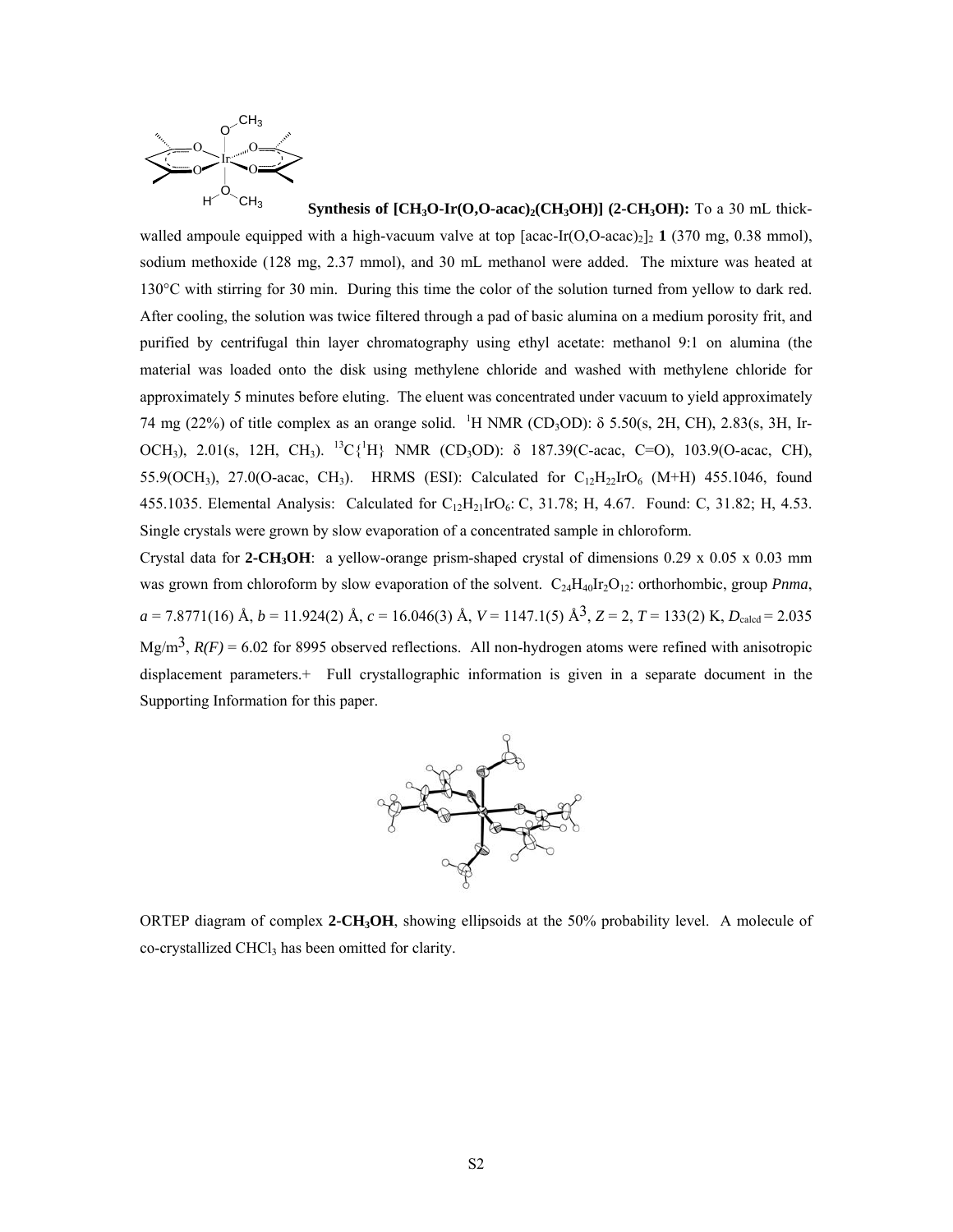**Synthesis of [$CH_3O$-Ir(O,O-acac)$_2$($CH_3OH$)] (2-$CH_3OH$):** To a 30 mL thick-walled ampoule equipped with a high-vacuum valve at top [acac-Ir(O,O-acac)$_2$]$_2$ **1** (370 mg, 0.38 mmol), sodium methoxide (128 mg, 2.37 mmol), and 30 mL methanol were added. The mixture was heated at 130°C with stirring for 30 min. During this time the color of the solution turned from yellow to dark red. After cooling, the solution was twice filtered through a pad of basic alumina on a medium porosity frit, and purified by centrifugal thin layer chromatography using ethyl acetate: methanol 9:1 on alumina (the material was loaded onto the disk using methylene chloride and washed with methylene chloride for approximately 5 minutes before eluting. The eluent was concentrated under vacuum to yield approximately 74 mg (22%) of title complex as an orange solid. $^1$H NMR ($CD_3OD$): δ 5.50(s, 2H, CH), 2.83(s, 3H, Ir-$OCH_3$), 2.01(s, 12H, $CH_3$). $^{13}C\{^1H\}$ NMR ($CD_3OD$): δ 187.39(C-acac, C=O), 103.9(O-acac, CH), 55.9($OCH_3$), 27.0(O-acac, $CH_3$). HRMS (ESI): Calculated for $C_{12}H_{22}IrO_6$ (M+H) 455.1046, found 455.1035. Elemental Analysis: Calculated for $C_{12}H_{21}IrO_6$: C, 31.78; H, 4.67. Found: C, 31.82; H, 4.53. Single crystals were grown by slow evaporation of a concentrated sample in chloroform.

Crystal data for **2-$CH_3OH$**: a yellow-orange prism-shaped crystal of dimensions 0.29 x 0.05 x 0.03 mm was grown from chloroform by slow evaporation of the solvent. $C_{24}H_{40}Ir_2O_{12}$: orthorhombic, group *Pnma*, $a$ = 7.8771(16) Å, $b$ = 11.924(2) Å, $c$ = 16.046(3) Å, $V$ = 1147.1(5) Å$^3$, $Z$ = 2, $T$ = 133(2) K, $D_{calcd}$ = 2.035 Mg/m$^3$, $R(F)$ = 6.02 for 8995 observed reflections. All non-hydrogen atoms were refined with anisotropic displacement parameters.+ Full crystallographic information is given in a separate document in the Supporting Information for this paper.

ORTEP diagram of complex **2-$CH_3OH$**, showing ellipsoids at the 50% probability level. A molecule of co-crystallized $CHCl_3$ has been omitted for clarity.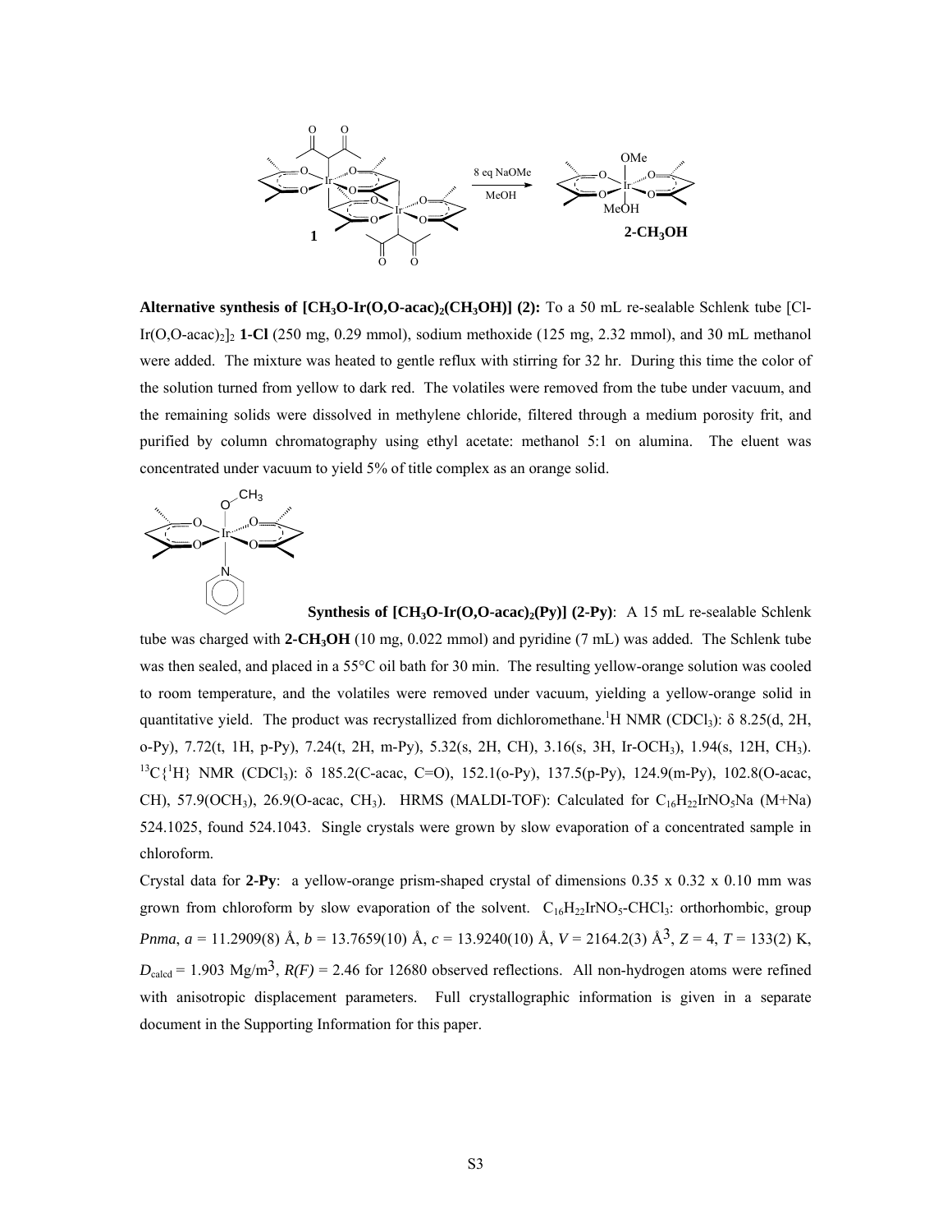**Alternative synthesis of [$CH_3O$-Ir(O,O-acac)$_2$($CH_3OH$)] (2):** To a 50 mL re-sealable Schlenk tube [Cl-Ir(O,O-acac)$_2$]$_2$ **1-Cl** (250 mg, 0.29 mmol), sodium methoxide (125 mg, 2.32 mmol), and 30 mL methanol were added. The mixture was heated to gentle reflux with stirring for 32 hr. During this time the color of the solution turned from yellow to dark red. The volatiles were removed from the tube under vacuum, and the remaining solids were dissolved in methylene chloride, filtered through a medium porosity frit, and purified by column chromatography using ethyl acetate: methanol 5:1 on alumina. The eluent was concentrated under vacuum to yield 5% of title complex as an orange solid.

**Synthesis of [$CH_3O$-Ir(O,O-acac)$_2$(Py)] (2-Py)**: A 15 mL re-sealable Schlenk tube was charged with **2-$CH_3OH$** (10 mg, 0.022 mmol) and pyridine (7 mL) was added. The Schlenk tube was then sealed, and placed in a 55°C oil bath for 30 min. The resulting yellow-orange solution was cooled to room temperature, and the volatiles were removed under vacuum, yielding a yellow-orange solid in quantitative yield. The product was recrystallized from dichloromethane. $^1$H NMR ($CDCl_3$): δ 8.25(d, 2H, o-Py), 7.72(t, 1H, p-Py), 7.24(t, 2H, m-Py), 5.32(s, 2H, CH), 3.16(s, 3H, Ir-$OCH_3$), 1.94(s, 12H, $CH_3$). $^{13}C\{^1H\}$ NMR ($CDCl_3$): δ 185.2(C-acac, C=O), 152.1(o-Py), 137.5(p-Py), 124.9(m-Py), 102.8(O-acac, CH), 57.9($OCH_3$), 26.9(O-acac, $CH_3$). HRMS (MALDI-TOF): Calculated for $C_{16}H_{22}IrNO_5Na$ (M+Na) 524.1025, found 524.1043. Single crystals were grown by slow evaporation of a concentrated sample in chloroform.

Crystal data for **2-Py**: a yellow-orange prism-shaped crystal of dimensions 0.35 x 0.32 x 0.10 mm was grown from chloroform by slow evaporation of the solvent. $C_{16}H_{22}IrNO_5$-$CHCl_3$: orthorhombic, group *Pnma*, $a$ = 11.2909(8) Å, $b$ = 13.7659(10) Å, $c$ = 13.9240(10) Å, $V$ = 2164.2(3) Å$^3$, $Z$ = 4, $T$ = 133(2) K, $D_{calcd}$ = 1.903 Mg/m$^3$, $R(F)$ = 2.46 for 12680 observed reflections. All non-hydrogen atoms were refined with anisotropic displacement parameters. Full crystallographic information is given in a separate document in the Supporting Information for this paper.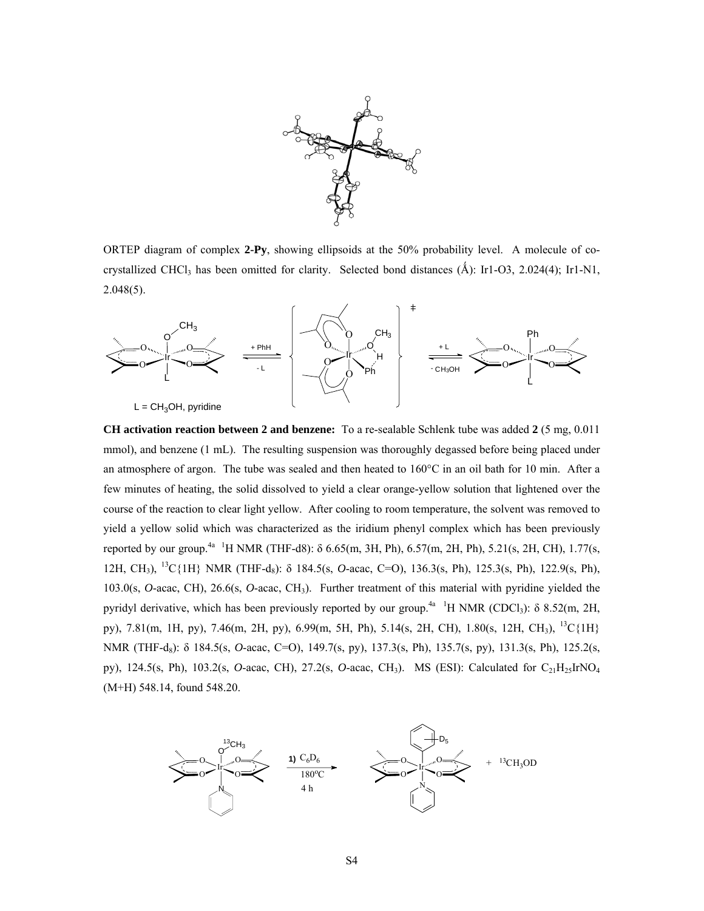ORTEP diagram of complex **2-Py**, showing ellipsoids at the 50% probability level. A molecule of co-crystallized $CHCl_3$ has been omitted for clarity. Selected bond distances (Å): Ir1-O3, 2.024(4); Ir1-N1, 2.048(5).

L = $CH_3OH$, pyridine

**CH activation reaction between 2 and benzene:** To a re-sealable Schlenk tube was added **2** (5 mg, 0.011 mmol), and benzene (1 mL). The resulting suspension was thoroughly degassed before being placed under an atmosphere of argon. The tube was sealed and then heated to 160°C in an oil bath for 10 min. After a few minutes of heating, the solid dissolved to yield a clear orange-yellow solution that lightened over the course of the reaction to clear light yellow. After cooling to room temperature, the solvent was removed to yield a yellow solid which was characterized as the iridium phenyl complex which has been previously reported by our group.[4a] $^1$H NMR (THF-d8): δ 6.65(m, 3H, Ph), 6.57(m, 2H, Ph), 5.21(s, 2H, CH), 1.77(s, 12H, $CH_3$), $^{13}$C{1H} NMR (THF-$d_8$): δ 184.5(s, *O*-acac, C=O), 136.3(s, Ph), 125.3(s, Ph), 122.9(s, Ph), 103.0(s, *O*-acac, CH), 26.6(s, *O*-acac, $CH_3$). Further treatment of this material with pyridine yielded the pyridyl derivative, which has been previously reported by our group.[4a] $^1$H NMR ($CDCl_3$): δ 8.52(m, 2H, py), 7.81(m, 1H, py), 7.46(m, 2H, py), 6.99(m, 5H, Ph), 5.14(s, 2H, CH), 1.80(s, 12H, $CH_3$), $^{13}$C{1H} NMR (THF-$d_8$): δ 184.5(s, *O*-acac, C=O), 149.7(s, py), 137.3(s, Ph), 135.7(s, py), 131.3(s, Ph), 125.2(s, py), 124.5(s, Ph), 103.2(s, *O*-acac, CH), 27.2(s, *O*-acac, $CH_3$). MS (ESI): Calculated for $C_{21}H_{25}IrNO_4$ (M+H) 548.14, found 548.20.

1) $C_6D_6$, 180°C, 4 h; + $^{13}CH_3OD$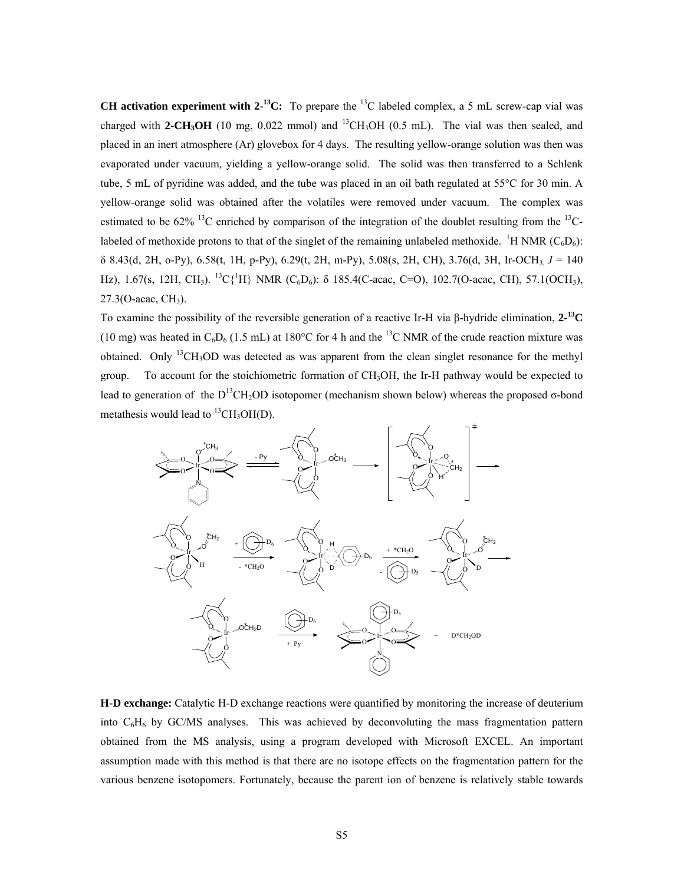**CH activation experiment with 2-$^{13}$C:** To prepare the $^{13}$C labeled complex, a 5 mL screw-cap vial was charged with **2-CH$_3$OH** (10 mg, 0.022 mmol) and $^{13}CH_3OH$ (0.5 mL). The vial was then sealed, and placed in an inert atmosphere (Ar) glovebox for 4 days. The resulting yellow-orange solution was then was evaporated under vacuum, yielding a yellow-orange solid. The solid was then transferred to a Schlenk tube, 5 mL of pyridine was added, and the tube was placed in an oil bath regulated at 55°C for 30 min. A yellow-orange solid was obtained after the volatiles were removed under vacuum. The complex was estimated to be 62% $^{13}$C enriched by comparison of the integration of the doublet resulting from the $^{13}$C-labeled of methoxide protons to that of the singlet of the remaining unlabeled methoxide. $^1$H NMR ($C_6D_6$): δ 8.43(d, 2H, o-Py), 6.58(t, 1H, p-Py), 6.29(t, 2H, m-Py), 5.08(s, 2H, CH), 3.76(d, 3H, Ir-OCH$_3$, $J$ = 140 Hz), 1.67(s, 12H, CH$_3$). $^{13}$C{$^1$H} NMR ($C_6D_6$): δ 185.4(C-acac, C=O), 102.7(O-acac, CH), 57.1(OCH$_3$), 27.3(O-acac, CH$_3$).

To examine the possibility of the reversible generation of a reactive Ir-H via β-hydride elimination, **2-$^{13}$C** (10 mg) was heated in $C_6D_6$ (1.5 mL) at 180°C for 4 h and the $^{13}$C NMR of the crude reaction mixture was obtained. Only $^{13}CH_3OD$ was detected as was apparent from the clean singlet resonance for the methyl group. To account for the stoichiometric formation of $CH_3OH$, the Ir-H pathway would be expected to lead to generation of the D$^{13}$CH$_2$OD isotopomer (mechanism shown below) whereas the proposed σ-bond metathesis would lead to $^{13}$CH$_3$OH(D).

**H-D exchange:** Catalytic H-D exchange reactions were quantified by monitoring the increase of deuterium into $C_6H_6$ by GC/MS analyses. This was achieved by deconvoluting the mass fragmentation pattern obtained from the MS analysis, using a program developed with Microsoft EXCEL. An important assumption made with this method is that there are no isotope effects on the fragmentation pattern for the various benzene isotopomers. Fortunately, because the parent ion of benzene is relatively stable towards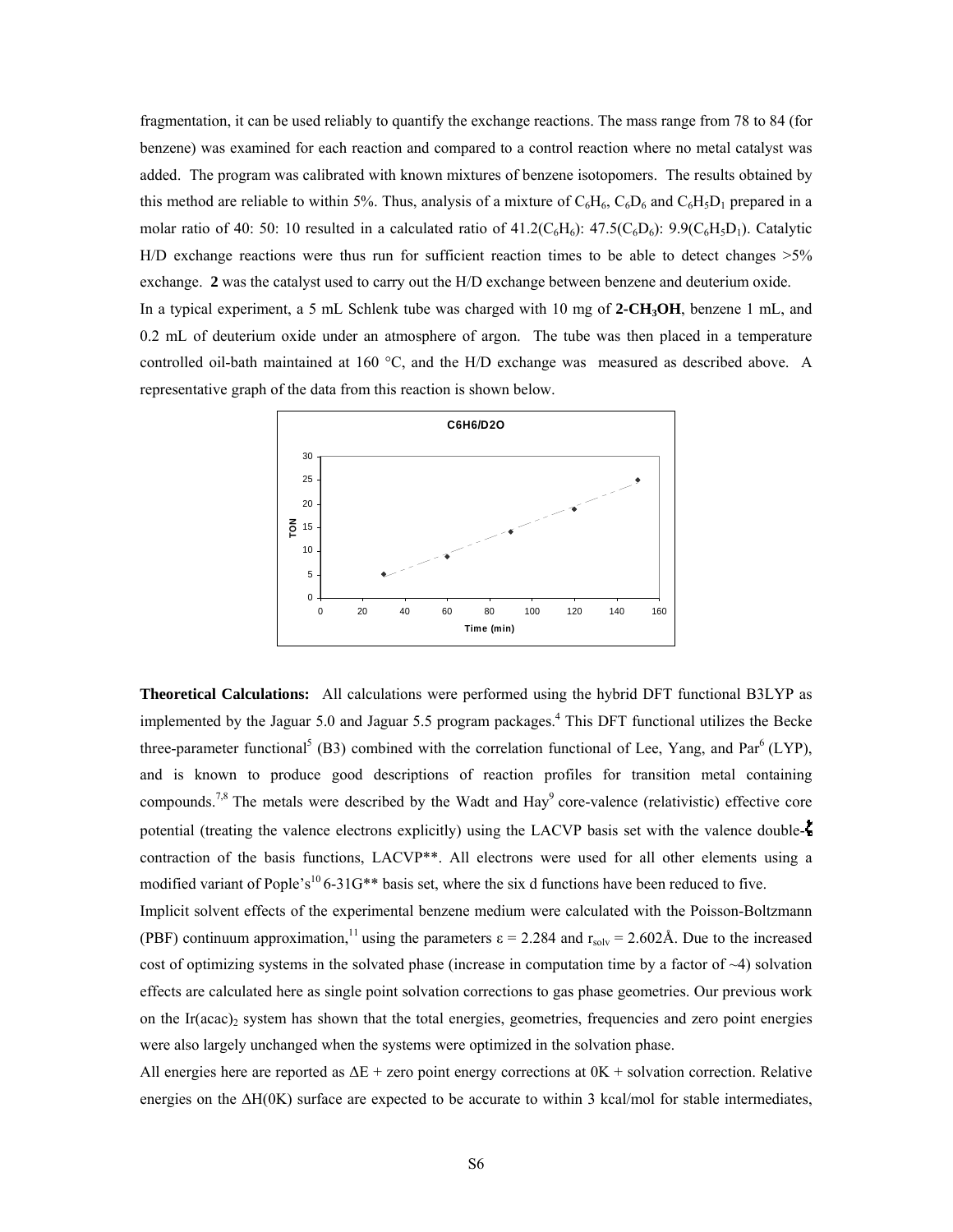fragmentation, it can be used reliably to quantify the exchange reactions. The mass range from 78 to 84 (for benzene) was examined for each reaction and compared to a control reaction where no metal catalyst was added. The program was calibrated with known mixtures of benzene isotopomers. The results obtained by this method are reliable to within 5%. Thus, analysis of a mixture of $C_6H_6$, $C_6D_6$ and $C_6H_5D_1$ prepared in a molar ratio of 40: 50: 10 resulted in a calculated ratio of 41.2($C_6H_6$): 47.5($C_6D_6$): 9.9($C_6H_5D_1$). Catalytic H/D exchange reactions were thus run for sufficient reaction times to be able to detect changes >5% exchange. **2** was the catalyst used to carry out the H/D exchange between benzene and deuterium oxide.

In a typical experiment, a 5 mL Schlenk tube was charged with 10 mg of **2-$CH_3OH$**, benzene 1 mL, and 0.2 mL of deuterium oxide under an atmosphere of argon. The tube was then placed in a temperature controlled oil-bath maintained at 160 °C, and the H/D exchange was measured as described above. A representative graph of the data from this reaction is shown below.

**Theoretical Calculations:** All calculations were performed using the hybrid DFT functional B3LYP as implemented by the Jaguar 5.0 and Jaguar 5.5 program packages.[4] This DFT functional utilizes the Becke three-parameter functional[5] (B3) combined with the correlation functional of Lee, Yang, and Par[6] (LYP), and is known to produce good descriptions of reaction profiles for transition metal containing compounds.[7,8] The metals were described by the Wadt and Hay[9] core-valence (relativistic) effective core potential (treating the valence electrons explicitly) using the LACVP basis set with the valence double-$\zeta$ contraction of the basis functions, LACVP**. All electrons were used for all other elements using a modified variant of Pople's[10] 6-31G** basis set, where the six d functions have been reduced to five.

Implicit solvent effects of the experimental benzene medium were calculated with the Poisson-Boltzmann (PBF) continuum approximation,[11] using the parameters $\varepsilon = 2.284$ and $r_{solv} = 2.602$Å. Due to the increased cost of optimizing systems in the solvated phase (increase in computation time by a factor of ~4) solvation effects are calculated here as single point solvation corrections to gas phase geometries. Our previous work on the $Ir(acac)_2$ system has shown that the total energies, geometries, frequencies and zero point energies were also largely unchanged when the systems were optimized in the solvation phase.

All energies here are reported as $\Delta E$ + zero point energy corrections at 0K + solvation correction. Relative energies on the $\Delta H(0K)$ surface are expected to be accurate to within 3 kcal/mol for stable intermediates,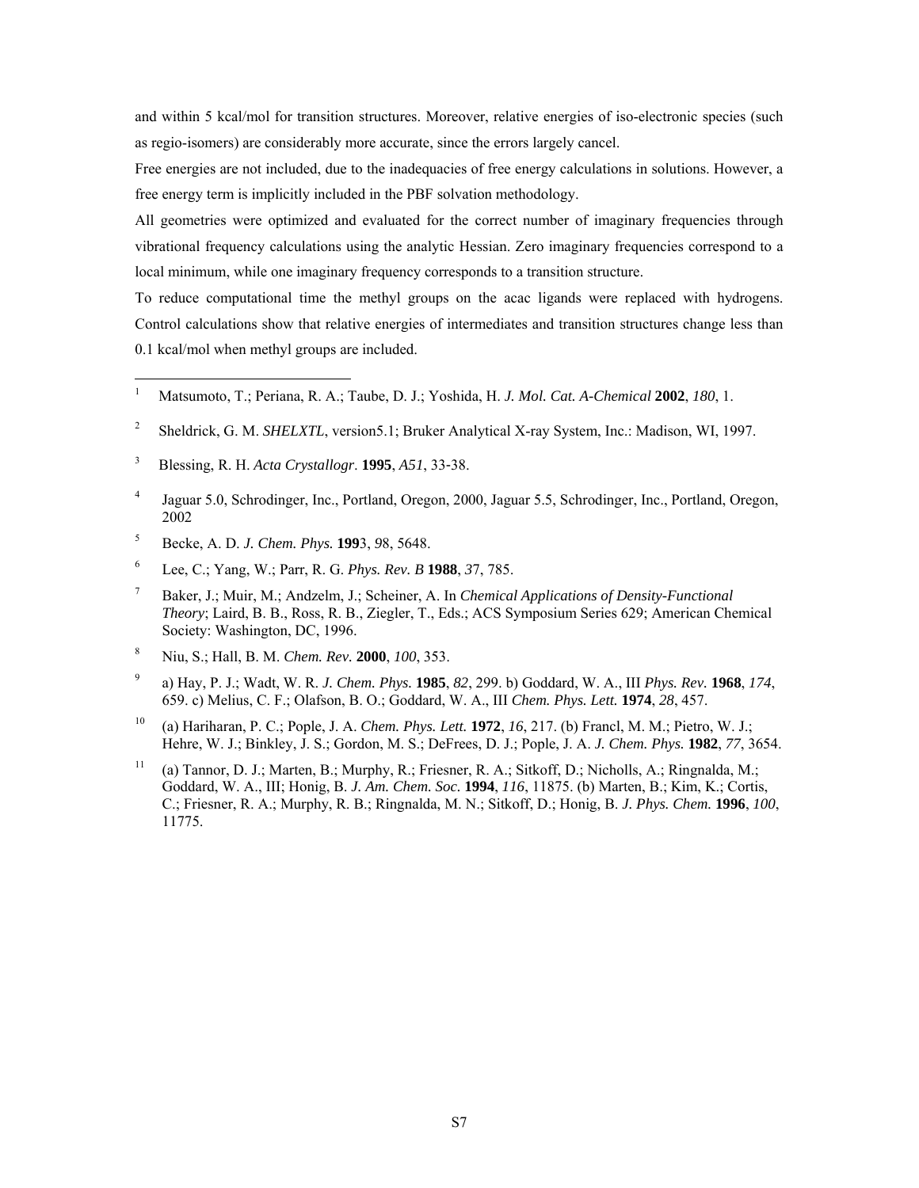and within 5 kcal/mol for transition structures. Moreover, relative energies of iso-electronic species (such as regio-isomers) are considerably more accurate, since the errors largely cancel.

Free energies are not included, due to the inadequacies of free energy calculations in solutions. However, a free energy term is implicitly included in the PBF solvation methodology.

All geometries were optimized and evaluated for the correct number of imaginary frequencies through vibrational frequency calculations using the analytic Hessian. Zero imaginary frequencies correspond to a local minimum, while one imaginary frequency corresponds to a transition structure.

To reduce computational time the methyl groups on the acac ligands were replaced with hydrogens. Control calculations show that relative energies of intermediates and transition structures change less than 0.1 kcal/mol when methyl groups are included.

---

[1] Matsumoto, T.; Periana, R. A.; Taube, D. J.; Yoshida, H. *J. Mol. Cat. A-Chemical* **2002**, *180*, 1.

[2] Sheldrick, G. M. *SHELXTL*, version5.1; Bruker Analytical X-ray System, Inc.: Madison, WI, 1997.

[3] Blessing, R. H. *Acta Crystallogr*. **1995**, *A51*, 33-38.

[4] Jaguar 5.0, Schrodinger, Inc., Portland, Oregon, 2000, Jaguar 5.5, Schrodinger, Inc., Portland, Oregon, 2002

[5] Becke, A. D. *J. Chem. Phys.* **199**3, *9*8, 5648.

[6] Lee, C.; Yang, W.; Parr, R. G. *Phys. Rev. B* **1988**, *3*7, 785.

[7] Baker, J.; Muir, M.; Andzelm, J.; Scheiner, A. In *Chemical Applications of Density-Functional Theory*; Laird, B. B., Ross, R. B., Ziegler, T., Eds.; ACS Symposium Series 629; American Chemical Society: Washington, DC, 1996.

[8] Niu, S.; Hall, B. M. *Chem. Rev.* **2000**, *100*, 353.

[9] a) Hay, P. J.; Wadt, W. R. *J. Chem. Phys.* **1985**, *82*, 299. b) Goddard, W. A., III *Phys. Rev.* **1968**, *174*, 659. c) Melius, C. F.; Olafson, B. O.; Goddard, W. A., III *Chem. Phys. Lett.* **1974**, *28*, 457.

[10] (a) Hariharan, P. C.; Pople, J. A. *Chem. Phys. Lett.* **1972**, *16*, 217. (b) Francl, M. M.; Pietro, W. J.; Hehre, W. J.; Binkley, J. S.; Gordon, M. S.; DeFrees, D. J.; Pople, J. A. *J. Chem. Phys.* **1982**, *77*, 3654.

[11] (a) Tannor, D. J.; Marten, B.; Murphy, R.; Friesner, R. A.; Sitkoff, D.; Nicholls, A.; Ringnalda, M.; Goddard, W. A., III; Honig, B. *J. Am. Chem. Soc.* **1994**, *116*, 11875. (b) Marten, B.; Kim, K.; Cortis, C.; Friesner, R. A.; Murphy, R. B.; Ringnalda, M. N.; Sitkoff, D.; Honig, B. *J. Phys. Chem.* **1996**, *100*, 11775.